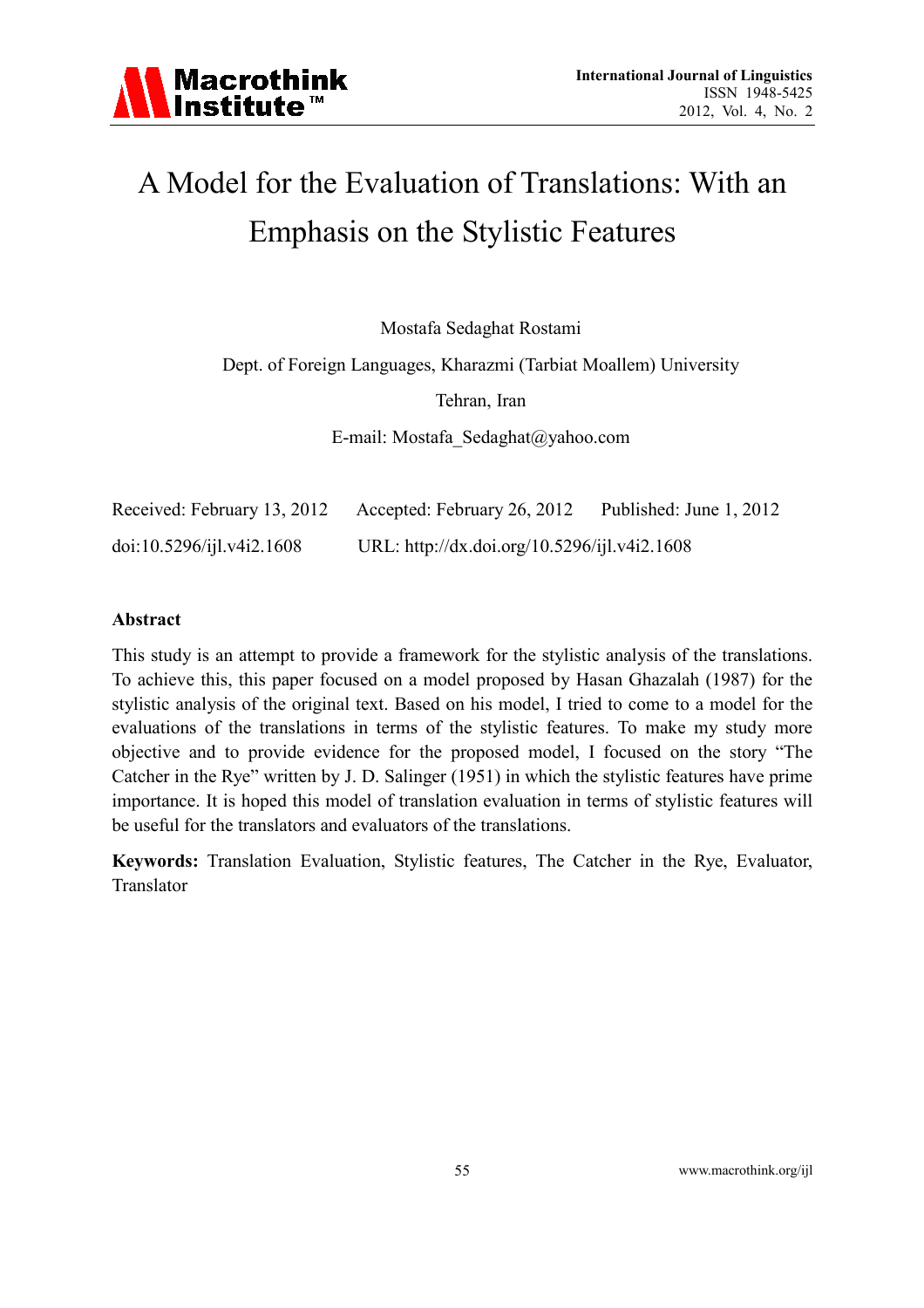# A Model for the Evaluation of Translations: With an Emphasis on the Stylistic Features

Mostafa Sedaghat Rostami

Dept. of Foreign Languages, Kharazmi (Tarbiat Moallem) University

Tehran, Iran

E-mail: Mostafa_Sedaghat@yahoo.com

Received: February 13, 2012 Accepted: February 26, 2012 Published: June 1, 2012

doi:10.5296/ijl.v4i2.1608 URL: http://dx.doi.org/10.5296/ijl.v4i2.1608

## Abstract

This study is an attempt to provide a framework for the stylistic analysis of the translations. To achieve this, this paper focused on a model proposed by Hasan Ghazalah (1987) for the stylistic analysis of the original text. Based on his model, I tried to come to a model for the evaluations of the translations in terms of the stylistic features. To make my study more objective and to provide evidence for the proposed model, I focused on the story "The Catcher in the Rye" written by J. D. Salinger (1951) in which the stylistic features have prime importance. It is hoped this model of translation evaluation in terms of stylistic features will be useful for the translators and evaluators of the translations.

**Keywords:** Translation Evaluation, Stylistic features, The Catcher in the Rye, Evaluator, Translator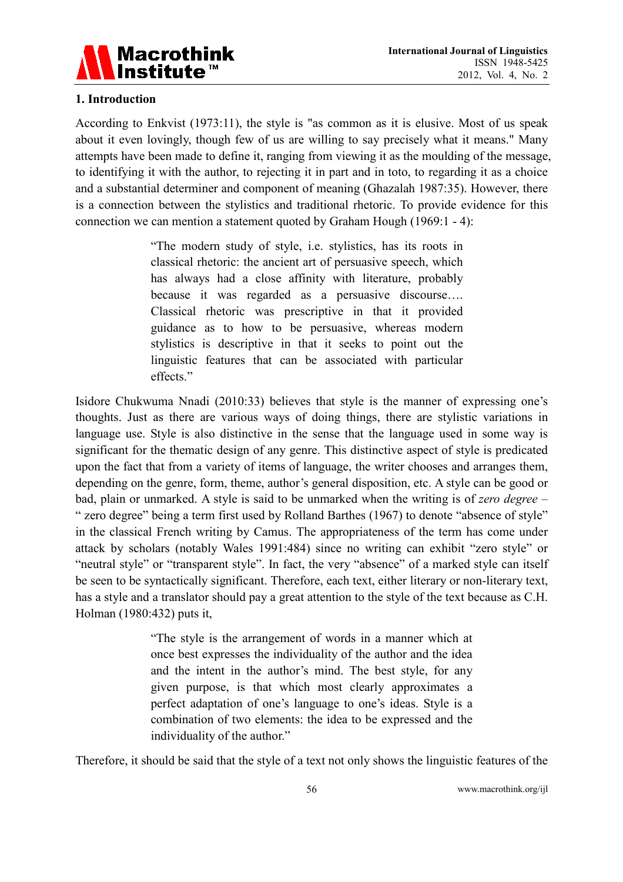## 1. Introduction

According to Enkvist (1973:11), the style is "as common as it is elusive. Most of us speak about it even lovingly, though few of us are willing to say precisely what it means." Many attempts have been made to define it, ranging from viewing it as the moulding of the message, to identifying it with the author, to rejecting it in part and in toto, to regarding it as a choice and a substantial determiner and component of meaning (Ghazalah 1987:35). However, there is a connection between the stylistics and traditional rhetoric. To provide evidence for this connection we can mention a statement quoted by Graham Hough (1969:1 - 4):

> "The modern study of style, i.e. stylistics, has its roots in classical rhetoric: the ancient art of persuasive speech, which has always had a close affinity with literature, probably because it was regarded as a persuasive discourse…. Classical rhetoric was prescriptive in that it provided guidance as to how to be persuasive, whereas modern stylistics is descriptive in that it seeks to point out the linguistic features that can be associated with particular effects."

Isidore Chukwuma Nnadi (2010:33) believes that style is the manner of expressing one's thoughts. Just as there are various ways of doing things, there are stylistic variations in language use. Style is also distinctive in the sense that the language used in some way is significant for the thematic design of any genre. This distinctive aspect of style is predicated upon the fact that from a variety of items of language, the writer chooses and arranges them, depending on the genre, form, theme, author's general disposition, etc. A style can be good or bad, plain or unmarked. A style is said to be unmarked when the writing is of *zero degree* – " zero degree" being a term first used by Rolland Barthes (1967) to denote "absence of style" in the classical French writing by Camus. The appropriateness of the term has come under attack by scholars (notably Wales 1991:484) since no writing can exhibit "zero style" or "neutral style" or "transparent style". In fact, the very "absence" of a marked style can itself be seen to be syntactically significant. Therefore, each text, either literary or non-literary text, has a style and a translator should pay a great attention to the style of the text because as C.H. Holman (1980:432) puts it,

> "The style is the arrangement of words in a manner which at once best expresses the individuality of the author and the idea and the intent in the author's mind. The best style, for any given purpose, is that which most clearly approximates a perfect adaptation of one's language to one's ideas. Style is a combination of two elements: the idea to be expressed and the individuality of the author."

Therefore, it should be said that the style of a text not only shows the linguistic features of the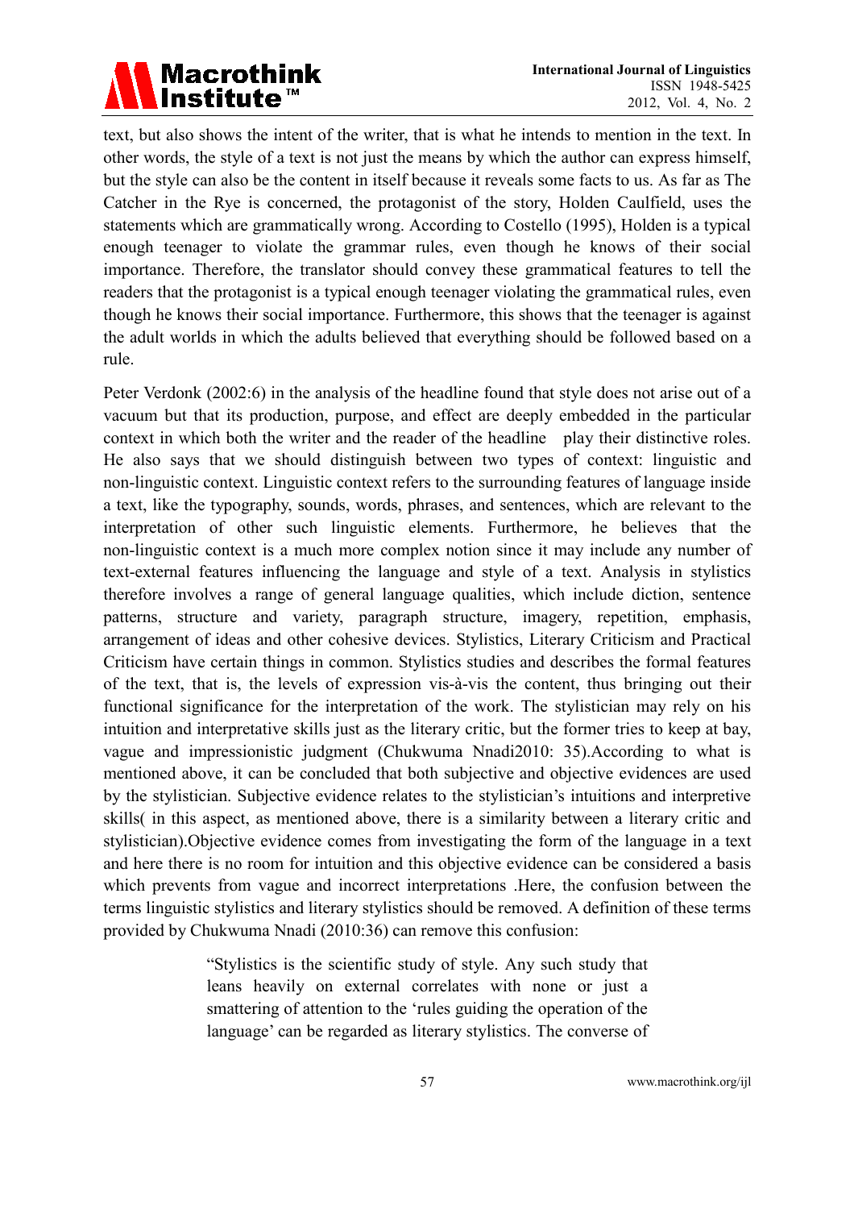text, but also shows the intent of the writer, that is what he intends to mention in the text. In other words, the style of a text is not just the means by which the author can express himself, but the style can also be the content in itself because it reveals some facts to us. As far as The Catcher in the Rye is concerned, the protagonist of the story, Holden Caulfield, uses the statements which are grammatically wrong. According to Costello (1995), Holden is a typical enough teenager to violate the grammar rules, even though he knows of their social importance. Therefore, the translator should convey these grammatical features to tell the readers that the protagonist is a typical enough teenager violating the grammatical rules, even though he knows their social importance. Furthermore, this shows that the teenager is against the adult worlds in which the adults believed that everything should be followed based on a rule.

Peter Verdonk (2002:6) in the analysis of the headline found that style does not arise out of a vacuum but that its production, purpose, and effect are deeply embedded in the particular context in which both the writer and the reader of the headline play their distinctive roles. He also says that we should distinguish between two types of context: linguistic and non-linguistic context. Linguistic context refers to the surrounding features of language inside a text, like the typography, sounds, words, phrases, and sentences, which are relevant to the interpretation of other such linguistic elements. Furthermore, he believes that the non-linguistic context is a much more complex notion since it may include any number of text-external features influencing the language and style of a text. Analysis in stylistics therefore involves a range of general language qualities, which include diction, sentence patterns, structure and variety, paragraph structure, imagery, repetition, emphasis, arrangement of ideas and other cohesive devices. Stylistics, Literary Criticism and Practical Criticism have certain things in common. Stylistics studies and describes the formal features of the text, that is, the levels of expression vis-à-vis the content, thus bringing out their functional significance for the interpretation of the work. The stylistician may rely on his intuition and interpretative skills just as the literary critic, but the former tries to keep at bay, vague and impressionistic judgment (Chukwuma Nnadi2010: 35).According to what is mentioned above, it can be concluded that both subjective and objective evidences are used by the stylistician. Subjective evidence relates to the stylistician's intuitions and interpretive skills( in this aspect, as mentioned above, there is a similarity between a literary critic and stylistician).Objective evidence comes from investigating the form of the language in a text and here there is no room for intuition and this objective evidence can be considered a basis which prevents from vague and incorrect interpretations .Here, the confusion between the terms linguistic stylistics and literary stylistics should be removed. A definition of these terms provided by Chukwuma Nnadi (2010:36) can remove this confusion:

> "Stylistics is the scientific study of style. Any such study that leans heavily on external correlates with none or just a smattering of attention to the 'rules guiding the operation of the language' can be regarded as literary stylistics. The converse of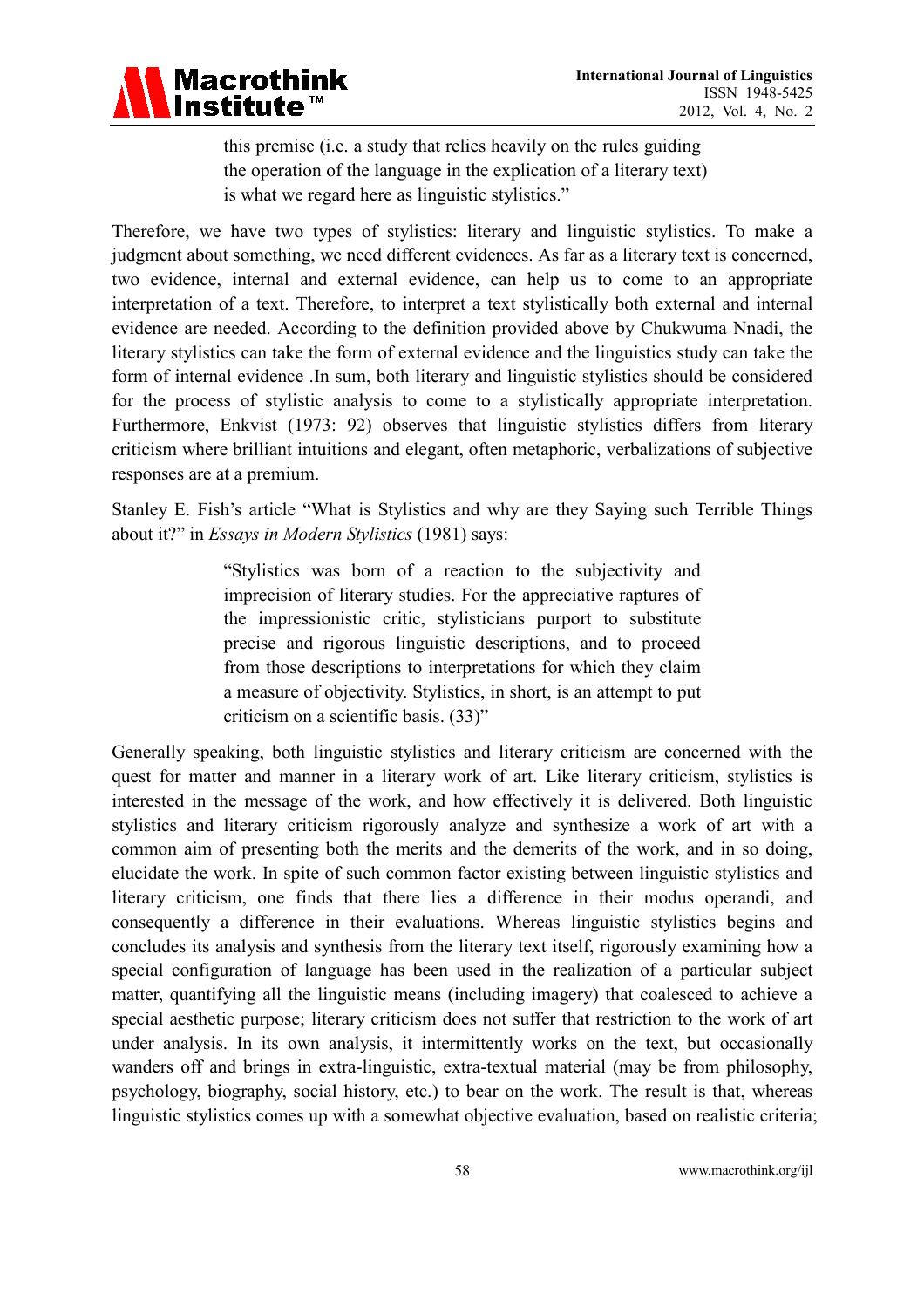> this premise (i.e. a study that relies heavily on the rules guiding the operation of the language in the explication of a literary text) is what we regard here as linguistic stylistics."

Therefore, we have two types of stylistics: literary and linguistic stylistics. To make a judgment about something, we need different evidences. As far as a literary text is concerned, two evidence, internal and external evidence, can help us to come to an appropriate interpretation of a text. Therefore, to interpret a text stylistically both external and internal evidence are needed. According to the definition provided above by Chukwuma Nnadi, the literary stylistics can take the form of external evidence and the linguistics study can take the form of internal evidence .In sum, both literary and linguistic stylistics should be considered for the process of stylistic analysis to come to a stylistically appropriate interpretation. Furthermore, Enkvist (1973: 92) observes that linguistic stylistics differs from literary criticism where brilliant intuitions and elegant, often metaphoric, verbalizations of subjective responses are at a premium.

Stanley E. Fish's article "What is Stylistics and why are they Saying such Terrible Things about it?" in *Essays in Modern Stylistics* (1981) says:

> "Stylistics was born of a reaction to the subjectivity and imprecision of literary studies. For the appreciative raptures of the impressionistic critic, stylisticians purport to substitute precise and rigorous linguistic descriptions, and to proceed from those descriptions to interpretations for which they claim a measure of objectivity. Stylistics, in short, is an attempt to put criticism on a scientific basis. (33)"

Generally speaking, both linguistic stylistics and literary criticism are concerned with the quest for matter and manner in a literary work of art. Like literary criticism, stylistics is interested in the message of the work, and how effectively it is delivered. Both linguistic stylistics and literary criticism rigorously analyze and synthesize a work of art with a common aim of presenting both the merits and the demerits of the work, and in so doing, elucidate the work. In spite of such common factor existing between linguistic stylistics and literary criticism, one finds that there lies a difference in their modus operandi, and consequently a difference in their evaluations. Whereas linguistic stylistics begins and concludes its analysis and synthesis from the literary text itself, rigorously examining how a special configuration of language has been used in the realization of a particular subject matter, quantifying all the linguistic means (including imagery) that coalesced to achieve a special aesthetic purpose; literary criticism does not suffer that restriction to the work of art under analysis. In its own analysis, it intermittently works on the text, but occasionally wanders off and brings in extra-linguistic, extra-textual material (may be from philosophy, psychology, biography, social history, etc.) to bear on the work. The result is that, whereas linguistic stylistics comes up with a somewhat objective evaluation, based on realistic criteria;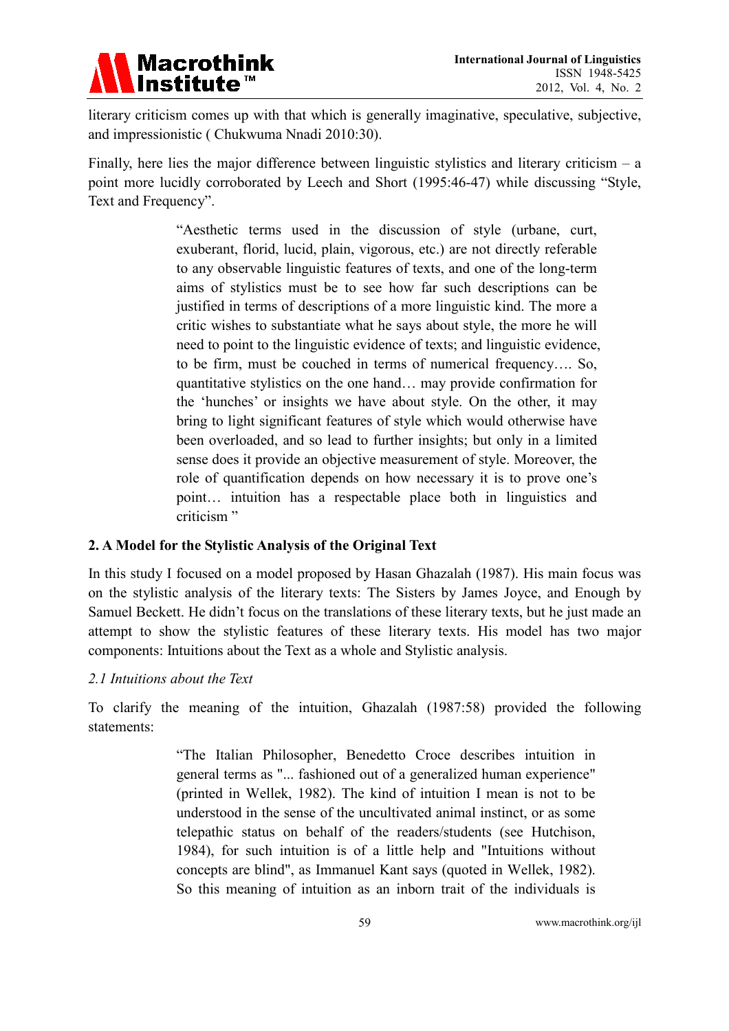literary criticism comes up with that which is generally imaginative, speculative, subjective, and impressionistic ( Chukwuma Nnadi 2010:30).

Finally, here lies the major difference between linguistic stylistics and literary criticism – a point more lucidly corroborated by Leech and Short (1995:46-47) while discussing "Style, Text and Frequency".

> "Aesthetic terms used in the discussion of style (urbane, curt, exuberant, florid, lucid, plain, vigorous, etc.) are not directly referable to any observable linguistic features of texts, and one of the long-term aims of stylistics must be to see how far such descriptions can be justified in terms of descriptions of a more linguistic kind. The more a critic wishes to substantiate what he says about style, the more he will need to point to the linguistic evidence of texts; and linguistic evidence, to be firm, must be couched in terms of numerical frequency…. So, quantitative stylistics on the one hand… may provide confirmation for the 'hunches' or insights we have about style. On the other, it may bring to light significant features of style which would otherwise have been overloaded, and so lead to further insights; but only in a limited sense does it provide an objective measurement of style. Moreover, the role of quantification depends on how necessary it is to prove one's point… intuition has a respectable place both in linguistics and criticism "

## 2. A Model for the Stylistic Analysis of the Original Text

In this study I focused on a model proposed by Hasan Ghazalah (1987). His main focus was on the stylistic analysis of the literary texts: The Sisters by James Joyce, and Enough by Samuel Beckett. He didn't focus on the translations of these literary texts, but he just made an attempt to show the stylistic features of these literary texts. His model has two major components: Intuitions about the Text as a whole and Stylistic analysis.

### *2.1 Intuitions about the Text*

To clarify the meaning of the intuition, Ghazalah (1987:58) provided the following statements:

> "The Italian Philosopher, Benedetto Croce describes intuition in general terms as "... fashioned out of a generalized human experience" (printed in Wellek, 1982). The kind of intuition I mean is not to be understood in the sense of the uncultivated animal instinct, or as some telepathic status on behalf of the readers/students (see Hutchison, 1984), for such intuition is of a little help and "Intuitions without concepts are blind", as Immanuel Kant says (quoted in Wellek, 1982). So this meaning of intuition as an inborn trait of the individuals is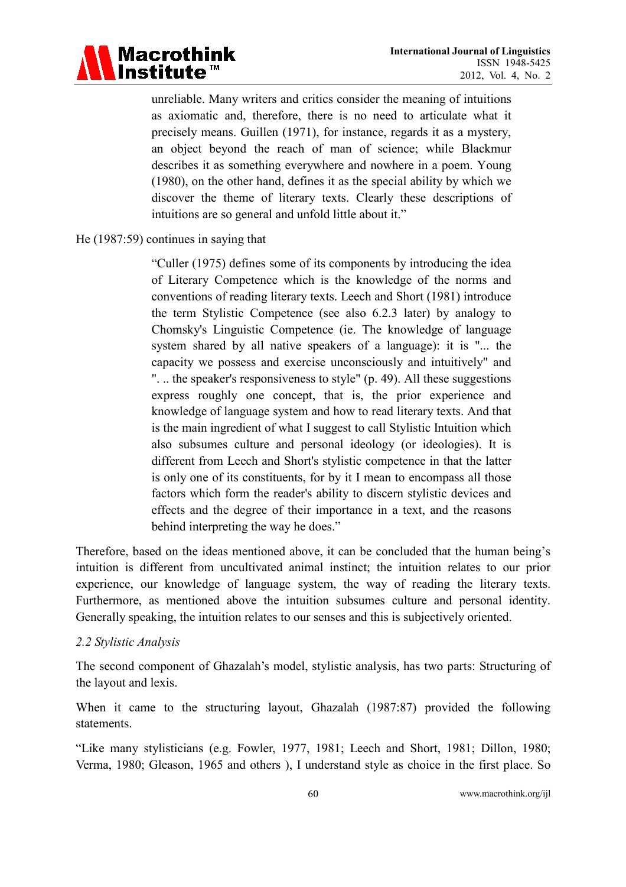> unreliable. Many writers and critics consider the meaning of intuitions as axiomatic and, therefore, there is no need to articulate what it precisely means. Guillen (1971), for instance, regards it as a mystery, an object beyond the reach of man of science; while Blackmur describes it as something everywhere and nowhere in a poem. Young (1980), on the other hand, defines it as the special ability by which we discover the theme of literary texts. Clearly these descriptions of intuitions are so general and unfold little about it."

He (1987:59) continues in saying that

> "Culler (1975) defines some of its components by introducing the idea of Literary Competence which is the knowledge of the norms and conventions of reading literary texts. Leech and Short (1981) introduce the term Stylistic Competence (see also 6.2.3 later) by analogy to Chomsky's Linguistic Competence (ie. The knowledge of language system shared by all native speakers of a language): it is "... the capacity we possess and exercise unconsciously and intuitively" and ". .. the speaker's responsiveness to style" (p. 49). All these suggestions express roughly one concept, that is, the prior experience and knowledge of language system and how to read literary texts. And that is the main ingredient of what I suggest to call Stylistic Intuition which also subsumes culture and personal ideology (or ideologies). It is different from Leech and Short's stylistic competence in that the latter is only one of its constituents, for by it I mean to encompass all those factors which form the reader's ability to discern stylistic devices and effects and the degree of their importance in a text, and the reasons behind interpreting the way he does."

Therefore, based on the ideas mentioned above, it can be concluded that the human being's intuition is different from uncultivated animal instinct; the intuition relates to our prior experience, our knowledge of language system, the way of reading the literary texts. Furthermore, as mentioned above the intuition subsumes culture and personal identity. Generally speaking, the intuition relates to our senses and this is subjectively oriented.

### *2.2 Stylistic Analysis*

The second component of Ghazalah's model, stylistic analysis, has two parts: Structuring of the layout and lexis.

When it came to the structuring layout, Ghazalah (1987:87) provided the following statements.

"Like many stylisticians (e.g. Fowler, 1977, 1981; Leech and Short, 1981; Dillon, 1980; Verma, 1980; Gleason, 1965 and others ), I understand style as choice in the first place. So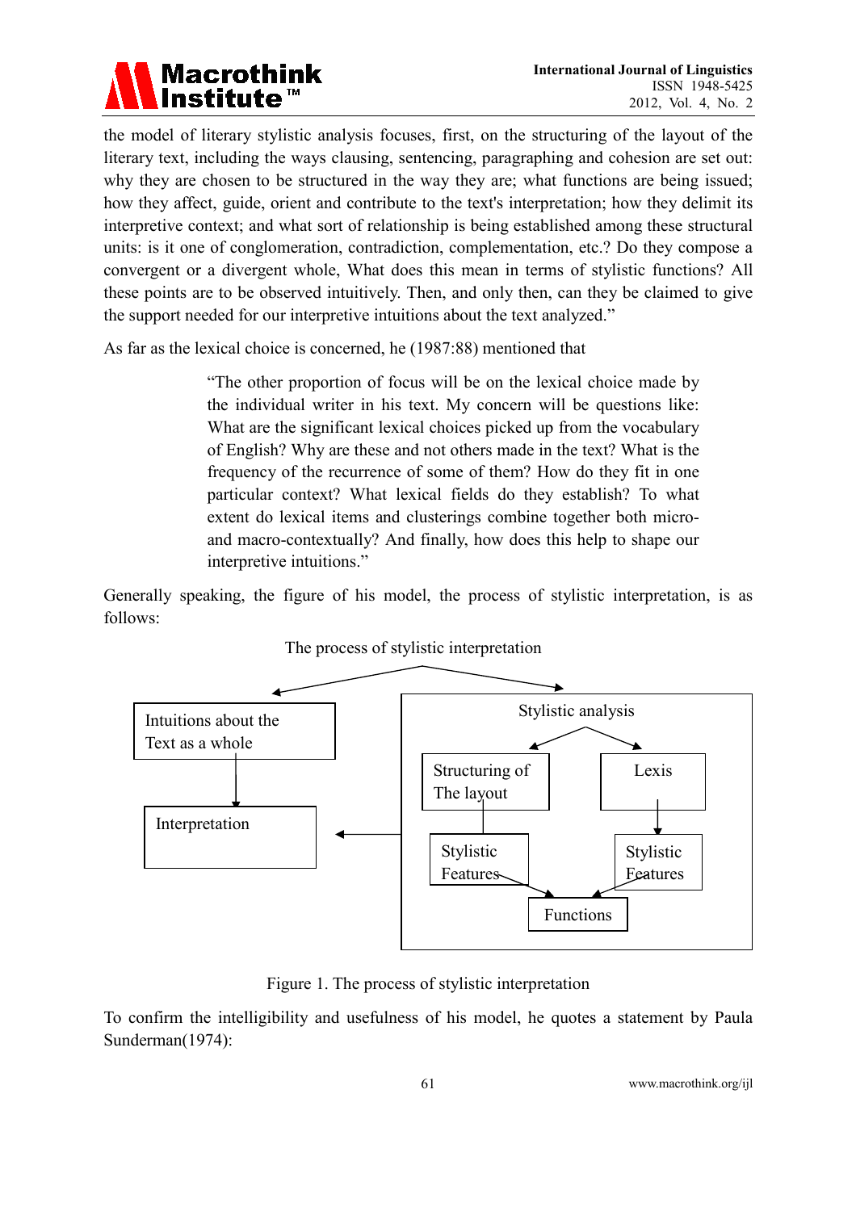the model of literary stylistic analysis focuses, first, on the structuring of the layout of the literary text, including the ways clausing, sentencing, paragraphing and cohesion are set out: why they are chosen to be structured in the way they are; what functions are being issued; how they affect, guide, orient and contribute to the text's interpretation; how they delimit its interpretive context; and what sort of relationship is being established among these structural units: is it one of conglomeration, contradiction, complementation, etc.? Do they compose a convergent or a divergent whole, What does this mean in terms of stylistic functions? All these points are to be observed intuitively. Then, and only then, can they be claimed to give the support needed for our interpretive intuitions about the text analyzed."

As far as the lexical choice is concerned, he (1987:88) mentioned that

> "The other proportion of focus will be on the lexical choice made by the individual writer in his text. My concern will be questions like: What are the significant lexical choices picked up from the vocabulary of English? Why are these and not others made in the text? What is the frequency of the recurrence of some of them? How do they fit in one particular context? What lexical fields do they establish? To what extent do lexical items and clusterings combine together both micro- and macro-contextually? And finally, how does this help to shape our interpretive intuitions."

Generally speaking, the figure of his model, the process of stylistic interpretation, is as follows:

The process of stylistic interpretation → Intuitions about the Text as a whole → Interpretation

The process of stylistic interpretation → Stylistic analysis: Structuring of The layout → Stylistic Features → Functions; Lexis → Stylistic Features → Functions; Stylistic analysis → Interpretation

Figure 1. The process of stylistic interpretation

To confirm the intelligibility and usefulness of his model, he quotes a statement by Paula Sunderman(1974):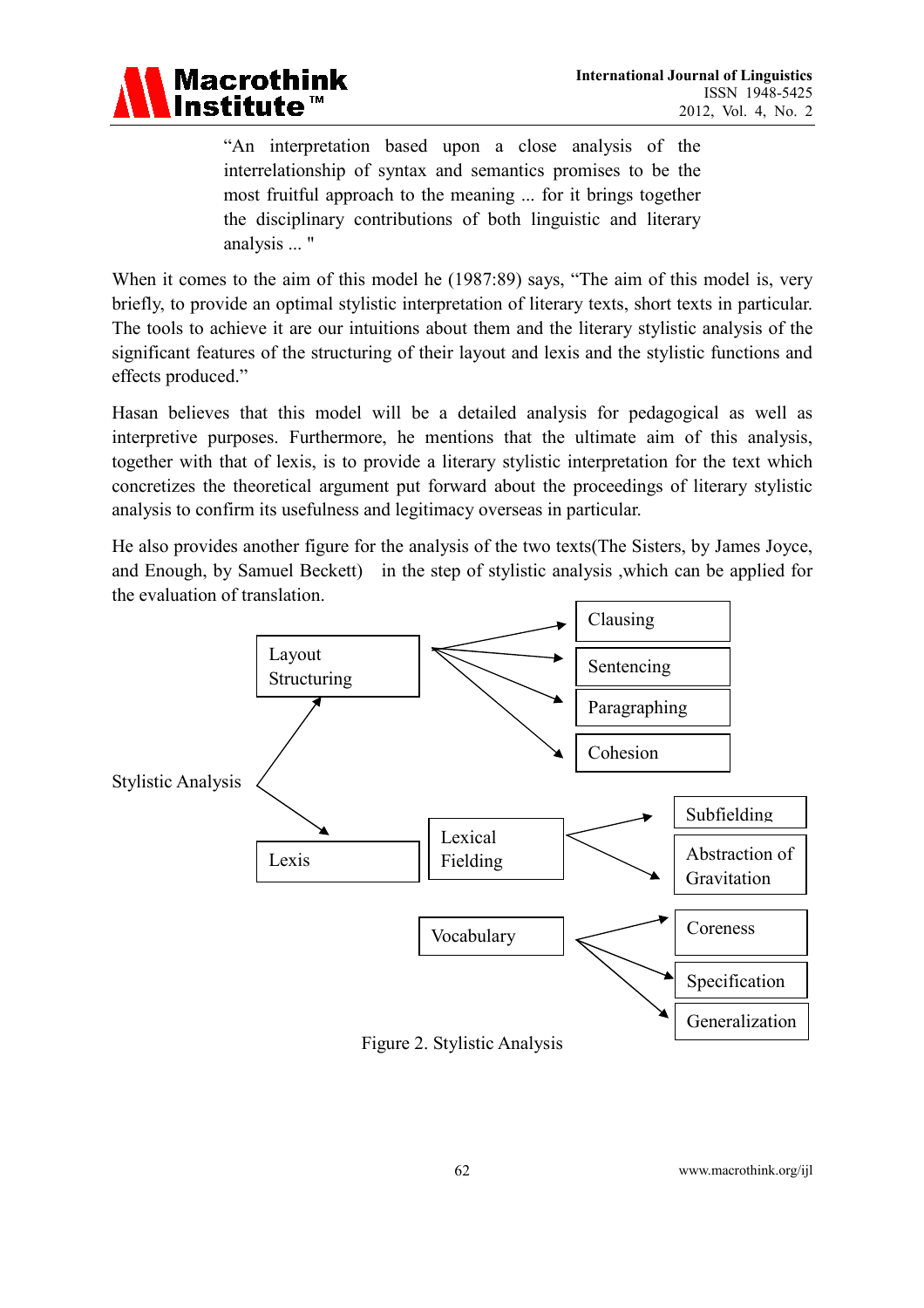> "An interpretation based upon a close analysis of the interrelationship of syntax and semantics promises to be the most fruitful approach to the meaning ... for it brings together the disciplinary contributions of both linguistic and literary analysis ... "

When it comes to the aim of this model he (1987:89) says, "The aim of this model is, very briefly, to provide an optimal stylistic interpretation of literary texts, short texts in particular. The tools to achieve it are our intuitions about them and the literary stylistic analysis of the significant features of the structuring of their layout and lexis and the stylistic functions and effects produced."

Hasan believes that this model will be a detailed analysis for pedagogical as well as interpretive purposes. Furthermore, he mentions that the ultimate aim of this analysis, together with that of lexis, is to provide a literary stylistic interpretation for the text which concretizes the theoretical argument put forward about the proceedings of literary stylistic analysis to confirm its usefulness and legitimacy overseas in particular.

He also provides another figure for the analysis of the two texts(The Sisters, by James Joyce, and Enough, by Samuel Beckett)  in the step of stylistic analysis ,which can be applied for the evaluation of translation.

- Stylistic Analysis
  - Layout Structuring
    - Clausing
    - Sentencing
    - Paragraphing
    - Cohesion
  - Lexis
    - Lexical Fielding
      - Subfielding
      - Abstraction of Gravitation
    - Vocabulary
      - Coreness
      - Specification
      - Generalization

Figure 2. Stylistic Analysis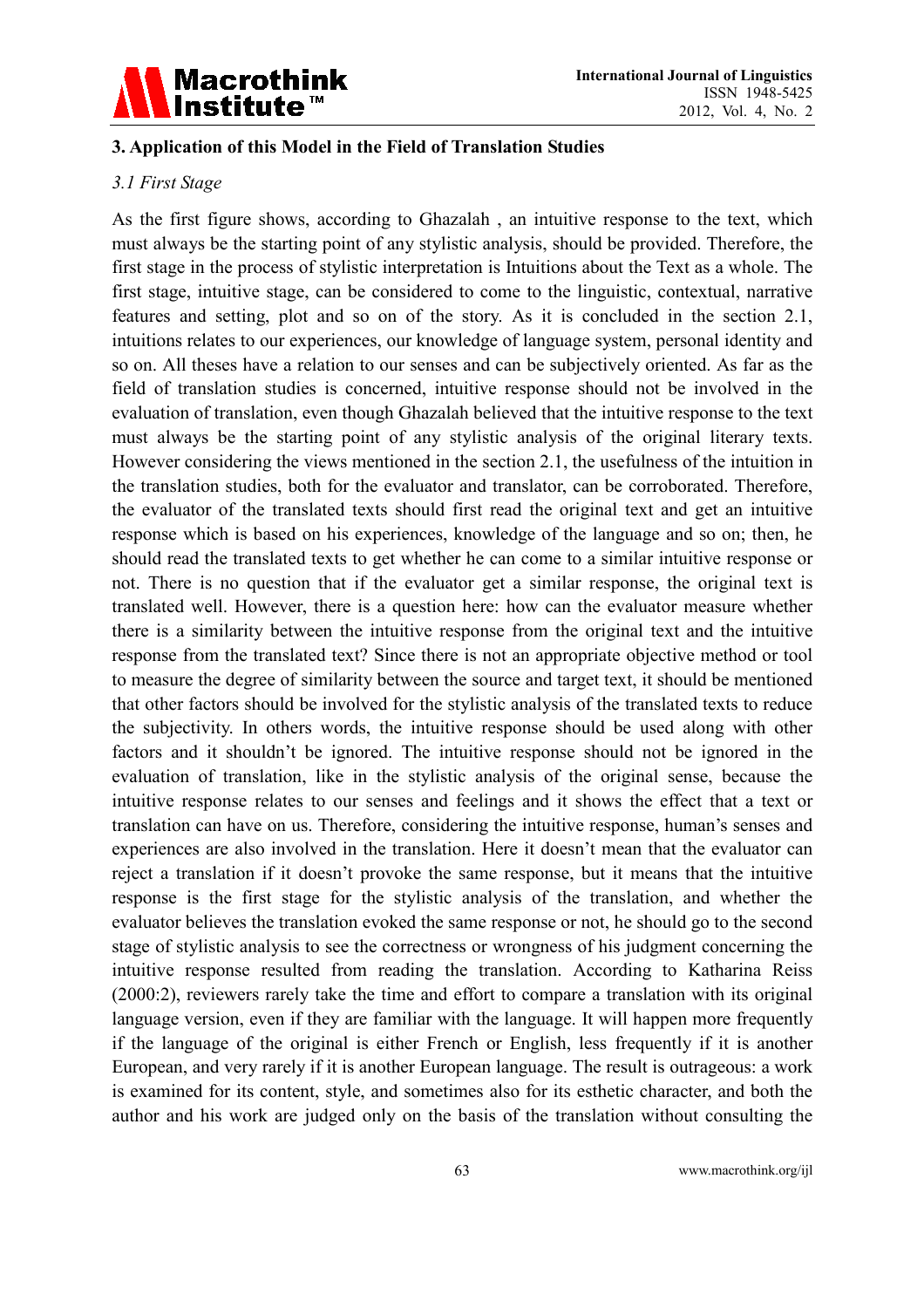## 3. Application of this Model in the Field of Translation Studies

### *3.1 First Stage*

As the first figure shows, according to Ghazalah , an intuitive response to the text, which must always be the starting point of any stylistic analysis, should be provided. Therefore, the first stage in the process of stylistic interpretation is Intuitions about the Text as a whole. The first stage, intuitive stage, can be considered to come to the linguistic, contextual, narrative features and setting, plot and so on of the story. As it is concluded in the section 2.1, intuitions relates to our experiences, our knowledge of language system, personal identity and so on. All theses have a relation to our senses and can be subjectively oriented. As far as the field of translation studies is concerned, intuitive response should not be involved in the evaluation of translation, even though Ghazalah believed that the intuitive response to the text must always be the starting point of any stylistic analysis of the original literary texts. However considering the views mentioned in the section 2.1, the usefulness of the intuition in the translation studies, both for the evaluator and translator, can be corroborated. Therefore, the evaluator of the translated texts should first read the original text and get an intuitive response which is based on his experiences, knowledge of the language and so on; then, he should read the translated texts to get whether he can come to a similar intuitive response or not. There is no question that if the evaluator get a similar response, the original text is translated well. However, there is a question here: how can the evaluator measure whether there is a similarity between the intuitive response from the original text and the intuitive response from the translated text? Since there is not an appropriate objective method or tool to measure the degree of similarity between the source and target text, it should be mentioned that other factors should be involved for the stylistic analysis of the translated texts to reduce the subjectivity. In others words, the intuitive response should be used along with other factors and it shouldn't be ignored. The intuitive response should not be ignored in the evaluation of translation, like in the stylistic analysis of the original sense, because the intuitive response relates to our senses and feelings and it shows the effect that a text or translation can have on us. Therefore, considering the intuitive response, human's senses and experiences are also involved in the translation. Here it doesn't mean that the evaluator can reject a translation if it doesn't provoke the same response, but it means that the intuitive response is the first stage for the stylistic analysis of the translation, and whether the evaluator believes the translation evoked the same response or not, he should go to the second stage of stylistic analysis to see the correctness or wrongness of his judgment concerning the intuitive response resulted from reading the translation. According to Katharina Reiss (2000:2), reviewers rarely take the time and effort to compare a translation with its original language version, even if they are familiar with the language. It will happen more frequently if the language of the original is either French or English, less frequently if it is another European, and very rarely if it is another European language. The result is outrageous: a work is examined for its content, style, and sometimes also for its esthetic character, and both the author and his work are judged only on the basis of the translation without consulting the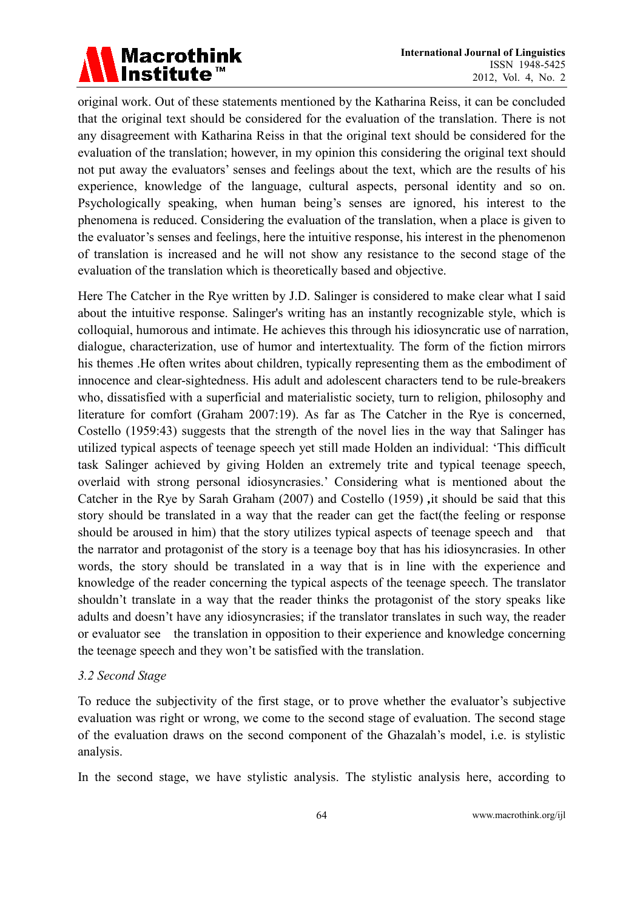original work. Out of these statements mentioned by the Katharina Reiss, it can be concluded that the original text should be considered for the evaluation of the translation. There is not any disagreement with Katharina Reiss in that the original text should be considered for the evaluation of the translation; however, in my opinion this considering the original text should not put away the evaluators' senses and feelings about the text, which are the results of his experience, knowledge of the language, cultural aspects, personal identity and so on. Psychologically speaking, when human being's senses are ignored, his interest to the phenomena is reduced. Considering the evaluation of the translation, when a place is given to the evaluator's senses and feelings, here the intuitive response, his interest in the phenomenon of translation is increased and he will not show any resistance to the second stage of the evaluation of the translation which is theoretically based and objective.

Here The Catcher in the Rye written by J.D. Salinger is considered to make clear what I said about the intuitive response. Salinger's writing has an instantly recognizable style, which is colloquial, humorous and intimate. He achieves this through his idiosyncratic use of narration, dialogue, characterization, use of humor and intertextuality. The form of the fiction mirrors his themes .He often writes about children, typically representing them as the embodiment of innocence and clear-sightedness. His adult and adolescent characters tend to be rule-breakers who, dissatisfied with a superficial and materialistic society, turn to religion, philosophy and literature for comfort (Graham 2007:19). As far as The Catcher in the Rye is concerned, Costello (1959:43) suggests that the strength of the novel lies in the way that Salinger has utilized typical aspects of teenage speech yet still made Holden an individual: 'This difficult task Salinger achieved by giving Holden an extremely trite and typical teenage speech, overlaid with strong personal idiosyncrasies.' Considering what is mentioned about the Catcher in the Rye by Sarah Graham (2007) and Costello (1959) ,it should be said that this story should be translated in a way that the reader can get the fact(the feeling or response should be aroused in him) that the story utilizes typical aspects of teenage speech and that the narrator and protagonist of the story is a teenage boy that has his idiosyncrasies. In other words, the story should be translated in a way that is in line with the experience and knowledge of the reader concerning the typical aspects of the teenage speech. The translator shouldn't translate in a way that the reader thinks the protagonist of the story speaks like adults and doesn't have any idiosyncrasies; if the translator translates in such way, the reader or evaluator see the translation in opposition to their experience and knowledge concerning the teenage speech and they won't be satisfied with the translation.

### *3.2 Second Stage*

To reduce the subjectivity of the first stage, or to prove whether the evaluator's subjective evaluation was right or wrong, we come to the second stage of evaluation. The second stage of the evaluation draws on the second component of the Ghazalah's model, i.e. is stylistic analysis.

In the second stage, we have stylistic analysis. The stylistic analysis here, according to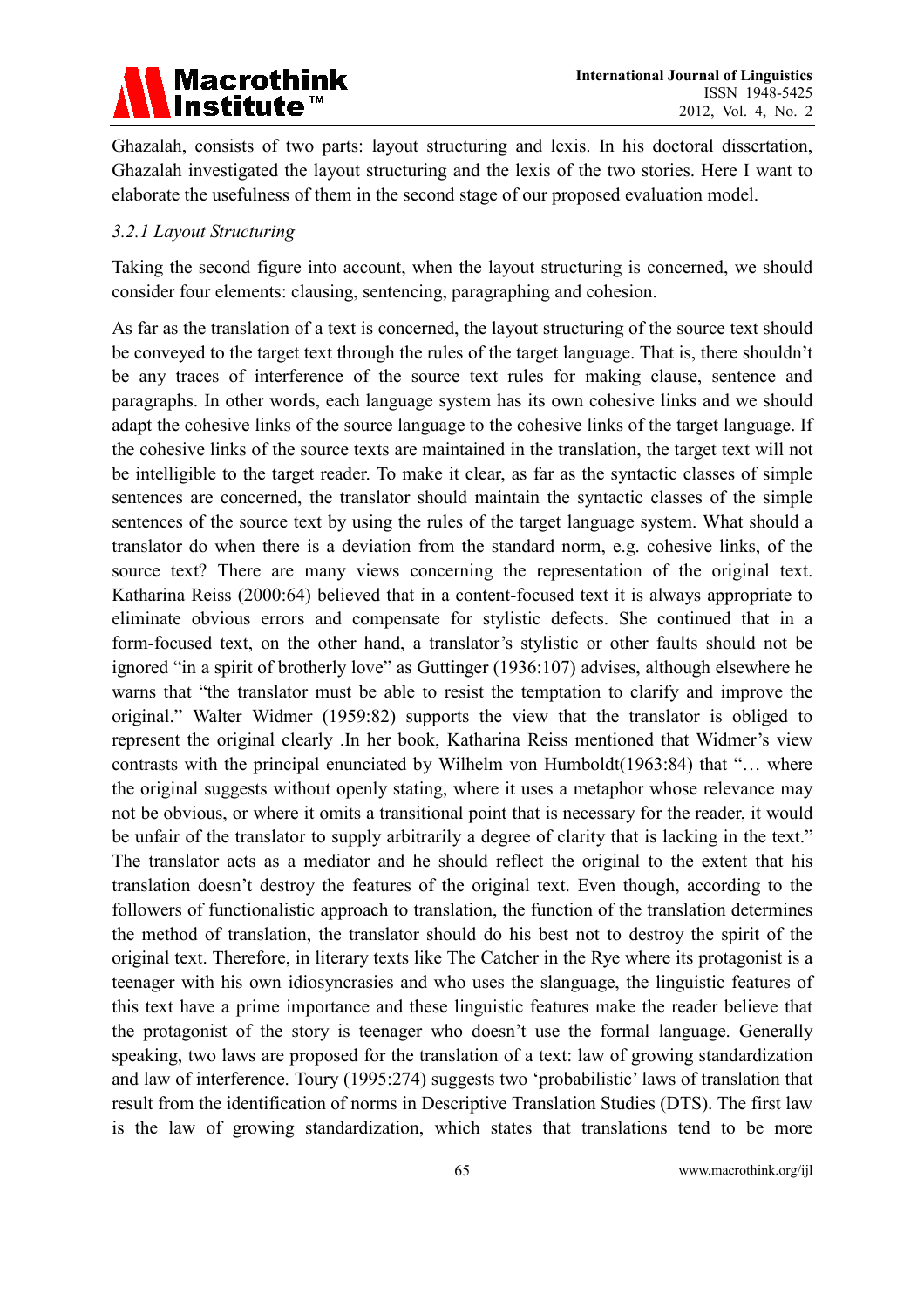Ghazalah, consists of two parts: layout structuring and lexis. In his doctoral dissertation, Ghazalah investigated the layout structuring and the lexis of the two stories. Here I want to elaborate the usefulness of them in the second stage of our proposed evaluation model.

### *3.2.1 Layout Structuring*

Taking the second figure into account, when the layout structuring is concerned, we should consider four elements: clausing, sentencing, paragraphing and cohesion.

As far as the translation of a text is concerned, the layout structuring of the source text should be conveyed to the target text through the rules of the target language. That is, there shouldn't be any traces of interference of the source text rules for making clause, sentence and paragraphs. In other words, each language system has its own cohesive links and we should adapt the cohesive links of the source language to the cohesive links of the target language. If the cohesive links of the source texts are maintained in the translation, the target text will not be intelligible to the target reader. To make it clear, as far as the syntactic classes of simple sentences are concerned, the translator should maintain the syntactic classes of the simple sentences of the source text by using the rules of the target language system. What should a translator do when there is a deviation from the standard norm, e.g. cohesive links, of the source text? There are many views concerning the representation of the original text. Katharina Reiss (2000:64) believed that in a content-focused text it is always appropriate to eliminate obvious errors and compensate for stylistic defects. She continued that in a form-focused text, on the other hand, a translator's stylistic or other faults should not be ignored "in a spirit of brotherly love" as Guttinger (1936:107) advises, although elsewhere he warns that "the translator must be able to resist the temptation to clarify and improve the original." Walter Widmer (1959:82) supports the view that the translator is obliged to represent the original clearly .In her book, Katharina Reiss mentioned that Widmer's view contrasts with the principal enunciated by Wilhelm von Humboldt(1963:84) that "… where the original suggests without openly stating, where it uses a metaphor whose relevance may not be obvious, or where it omits a transitional point that is necessary for the reader, it would be unfair of the translator to supply arbitrarily a degree of clarity that is lacking in the text." The translator acts as a mediator and he should reflect the original to the extent that his translation doesn't destroy the features of the original text. Even though, according to the followers of functionalistic approach to translation, the function of the translation determines the method of translation, the translator should do his best not to destroy the spirit of the original text. Therefore, in literary texts like The Catcher in the Rye where its protagonist is a teenager with his own idiosyncrasies and who uses the slanguage, the linguistic features of this text have a prime importance and these linguistic features make the reader believe that the protagonist of the story is teenager who doesn't use the formal language. Generally speaking, two laws are proposed for the translation of a text: law of growing standardization and law of interference. Toury (1995:274) suggests two 'probabilistic' laws of translation that result from the identification of norms in Descriptive Translation Studies (DTS). The first law is the law of growing standardization, which states that translations tend to be more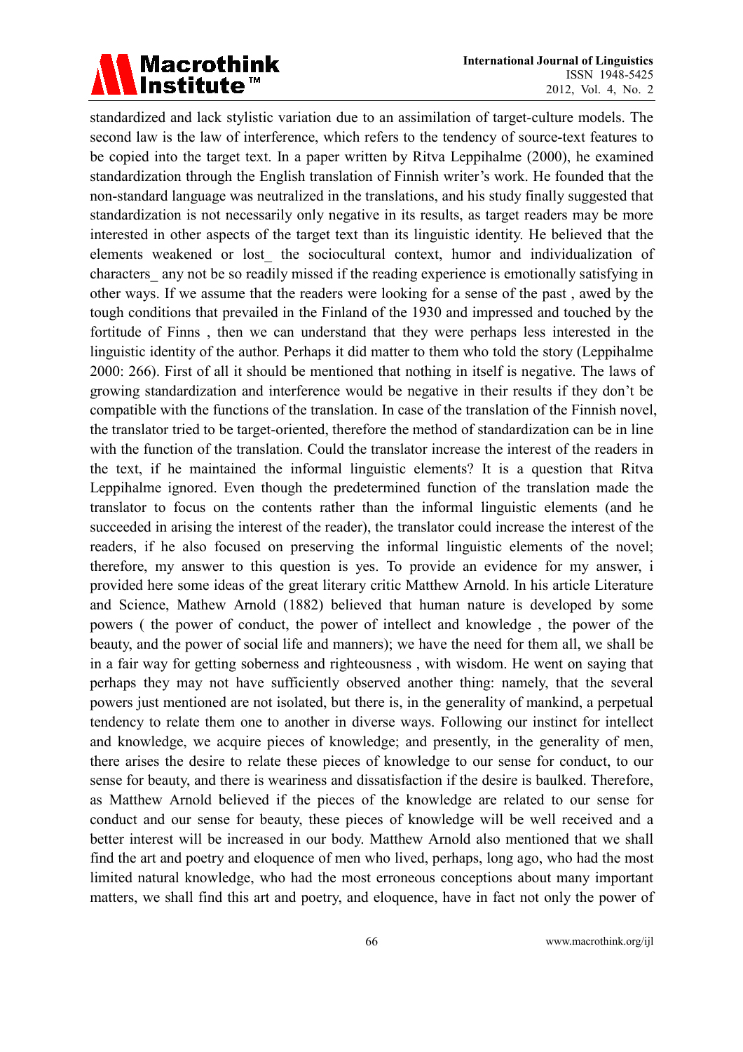standardized and lack stylistic variation due to an assimilation of target-culture models. The second law is the law of interference, which refers to the tendency of source-text features to be copied into the target text. In a paper written by Ritva Leppihalme (2000), he examined standardization through the English translation of Finnish writer's work. He founded that the non-standard language was neutralized in the translations, and his study finally suggested that standardization is not necessarily only negative in its results, as target readers may be more interested in other aspects of the target text than its linguistic identity. He believed that the elements weakened or lost_ the sociocultural context, humor and individualization of characters_ any not be so readily missed if the reading experience is emotionally satisfying in other ways. If we assume that the readers were looking for a sense of the past , awed by the tough conditions that prevailed in the Finland of the 1930 and impressed and touched by the fortitude of Finns , then we can understand that they were perhaps less interested in the linguistic identity of the author. Perhaps it did matter to them who told the story (Leppihalme 2000: 266). First of all it should be mentioned that nothing in itself is negative. The laws of growing standardization and interference would be negative in their results if they don't be compatible with the functions of the translation. In case of the translation of the Finnish novel, the translator tried to be target-oriented, therefore the method of standardization can be in line with the function of the translation. Could the translator increase the interest of the readers in the text, if he maintained the informal linguistic elements? It is a question that Ritva Leppihalme ignored. Even though the predetermined function of the translation made the translator to focus on the contents rather than the informal linguistic elements (and he succeeded in arising the interest of the reader), the translator could increase the interest of the readers, if he also focused on preserving the informal linguistic elements of the novel; therefore, my answer to this question is yes. To provide an evidence for my answer, i provided here some ideas of the great literary critic Matthew Arnold. In his article Literature and Science, Mathew Arnold (1882) believed that human nature is developed by some powers ( the power of conduct, the power of intellect and knowledge , the power of the beauty, and the power of social life and manners); we have the need for them all, we shall be in a fair way for getting soberness and righteousness , with wisdom. He went on saying that perhaps they may not have sufficiently observed another thing: namely, that the several powers just mentioned are not isolated, but there is, in the generality of mankind, a perpetual tendency to relate them one to another in diverse ways. Following our instinct for intellect and knowledge, we acquire pieces of knowledge; and presently, in the generality of men, there arises the desire to relate these pieces of knowledge to our sense for conduct, to our sense for beauty, and there is weariness and dissatisfaction if the desire is baulked. Therefore, as Matthew Arnold believed if the pieces of the knowledge are related to our sense for conduct and our sense for beauty, these pieces of knowledge will be well received and a better interest will be increased in our body. Matthew Arnold also mentioned that we shall find the art and poetry and eloquence of men who lived, perhaps, long ago, who had the most limited natural knowledge, who had the most erroneous conceptions about many important matters, we shall find this art and poetry, and eloquence, have in fact not only the power of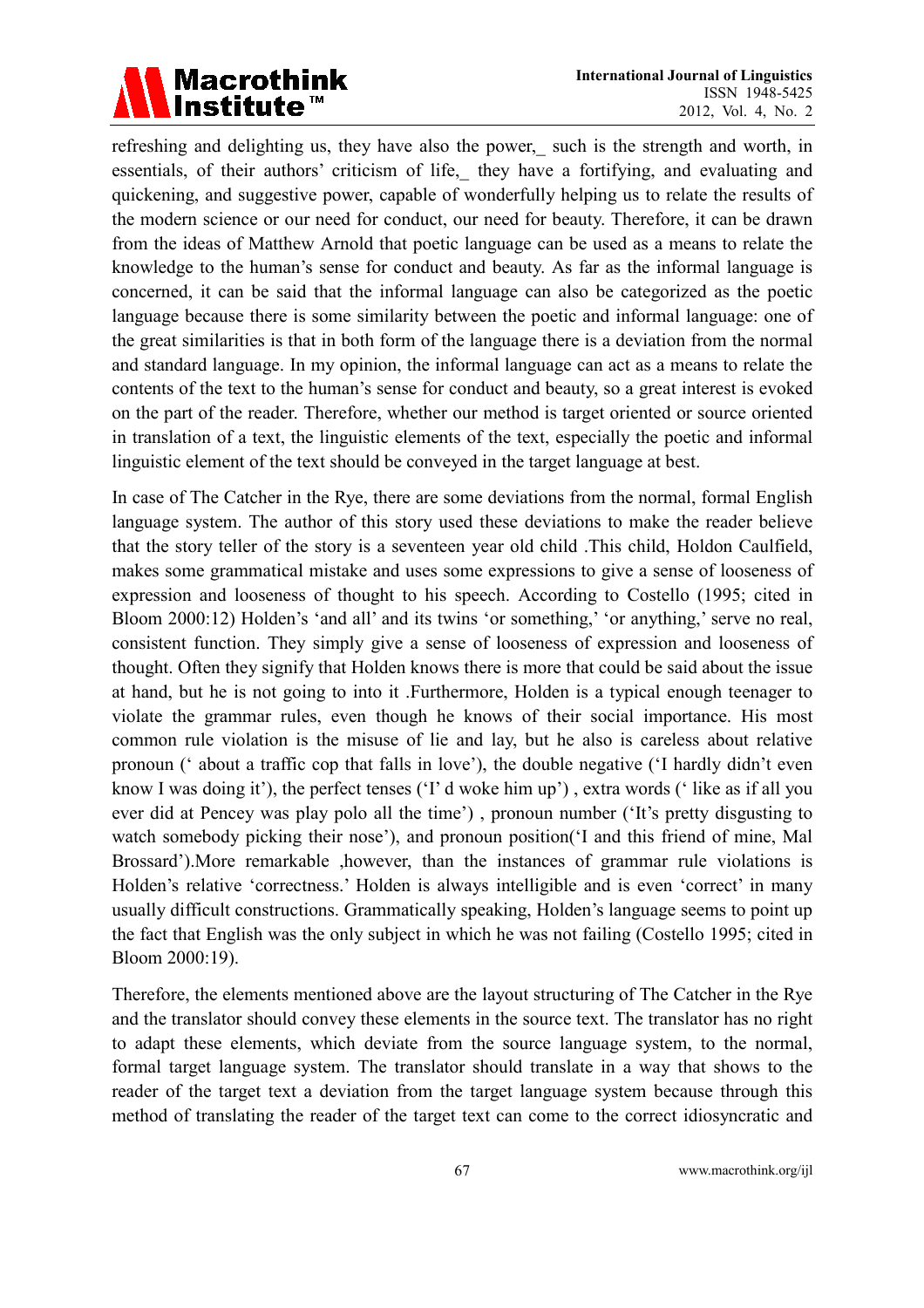refreshing and delighting us, they have also the power,_ such is the strength and worth, in essentials, of their authors' criticism of life,_ they have a fortifying, and evaluating and quickening, and suggestive power, capable of wonderfully helping us to relate the results of the modern science or our need for conduct, our need for beauty. Therefore, it can be drawn from the ideas of Matthew Arnold that poetic language can be used as a means to relate the knowledge to the human's sense for conduct and beauty. As far as the informal language is concerned, it can be said that the informal language can also be categorized as the poetic language because there is some similarity between the poetic and informal language: one of the great similarities is that in both form of the language there is a deviation from the normal and standard language. In my opinion, the informal language can act as a means to relate the contents of the text to the human's sense for conduct and beauty, so a great interest is evoked on the part of the reader. Therefore, whether our method is target oriented or source oriented in translation of a text, the linguistic elements of the text, especially the poetic and informal linguistic element of the text should be conveyed in the target language at best.

In case of The Catcher in the Rye, there are some deviations from the normal, formal English language system. The author of this story used these deviations to make the reader believe that the story teller of the story is a seventeen year old child .This child, Holdon Caulfield, makes some grammatical mistake and uses some expressions to give a sense of looseness of expression and looseness of thought to his speech. According to Costello (1995; cited in Bloom 2000:12) Holden's 'and all' and its twins 'or something,' 'or anything,' serve no real, consistent function. They simply give a sense of looseness of expression and looseness of thought. Often they signify that Holden knows there is more that could be said about the issue at hand, but he is not going to into it .Furthermore, Holden is a typical enough teenager to violate the grammar rules, even though he knows of their social importance. His most common rule violation is the misuse of lie and lay, but he also is careless about relative pronoun (' about a traffic cop that falls in love'), the double negative ('I hardly didn't even know I was doing it'), the perfect tenses ('I' d woke him up') , extra words (' like as if all you ever did at Pencey was play polo all the time') , pronoun number ('It's pretty disgusting to watch somebody picking their nose'), and pronoun position('I and this friend of mine, Mal Brossard').More remarkable ,however, than the instances of grammar rule violations is Holden's relative 'correctness.' Holden is always intelligible and is even 'correct' in many usually difficult constructions. Grammatically speaking, Holden's language seems to point up the fact that English was the only subject in which he was not failing (Costello 1995; cited in Bloom 2000:19).

Therefore, the elements mentioned above are the layout structuring of The Catcher in the Rye and the translator should convey these elements in the source text. The translator has no right to adapt these elements, which deviate from the source language system, to the normal, formal target language system. The translator should translate in a way that shows to the reader of the target text a deviation from the target language system because through this method of translating the reader of the target text can come to the correct idiosyncratic and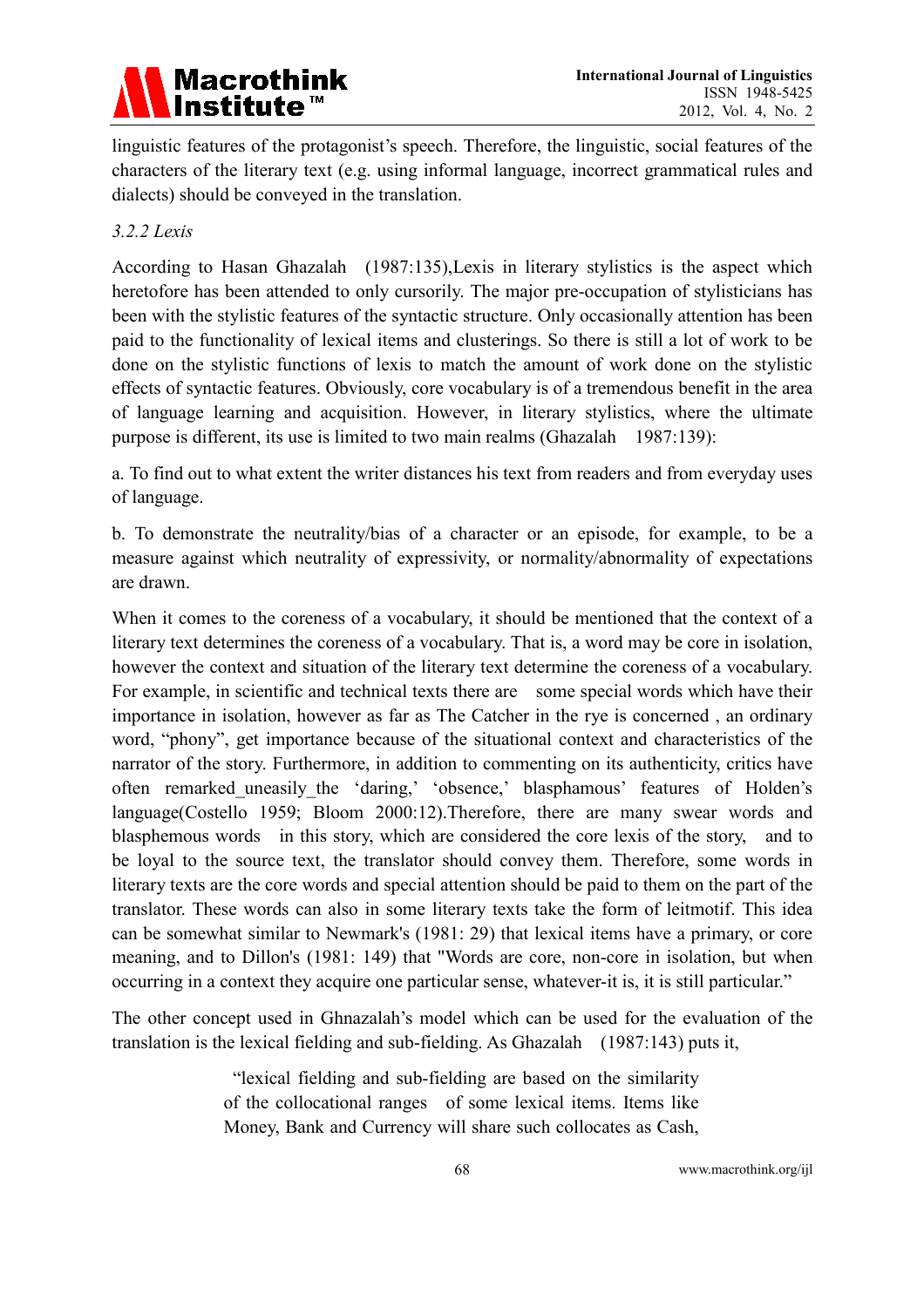linguistic features of the protagonist's speech. Therefore, the linguistic, social features of the characters of the literary text (e.g. using informal language, incorrect grammatical rules and dialects) should be conveyed in the translation.

*3.2.2 Lexis*

According to Hasan Ghazalah (1987:135),Lexis in literary stylistics is the aspect which heretofore has been attended to only cursorily. The major pre-occupation of stylisticians has been with the stylistic features of the syntactic structure. Only occasionally attention has been paid to the functionality of lexical items and clusterings. So there is still a lot of work to be done on the stylistic functions of lexis to match the amount of work done on the stylistic effects of syntactic features. Obviously, core vocabulary is of a tremendous benefit in the area of language learning and acquisition. However, in literary stylistics, where the ultimate purpose is different, its use is limited to two main realms (Ghazalah 1987:139):

a. To find out to what extent the writer distances his text from readers and from everyday uses of language.

b. To demonstrate the neutrality/bias of a character or an episode, for example, to be a measure against which neutrality of expressivity, or normality/abnormality of expectations are drawn.

When it comes to the coreness of a vocabulary, it should be mentioned that the context of a literary text determines the coreness of a vocabulary. That is, a word may be core in isolation, however the context and situation of the literary text determine the coreness of a vocabulary. For example, in scientific and technical texts there are some special words which have their importance in isolation, however as far as The Catcher in the rye is concerned , an ordinary word, "phony", get importance because of the situational context and characteristics of the narrator of the story. Furthermore, in addition to commenting on its authenticity, critics have often remarked_uneasily_the 'daring,' 'obsence,' blasphamous' features of Holden's language(Costello 1959; Bloom 2000:12).Therefore, there are many swear words and blasphemous words in this story, which are considered the core lexis of the story, and to be loyal to the source text, the translator should convey them. Therefore, some words in literary texts are the core words and special attention should be paid to them on the part of the translator. These words can also in some literary texts take the form of leitmotif. This idea can be somewhat similar to Newmark's (1981: 29) that lexical items have a primary, or core meaning, and to Dillon's (1981: 149) that "Words are core, non-core in isolation, but when occurring in a context they acquire one particular sense, whatever-it is, it is still particular."

The other concept used in Ghnazalah's model which can be used for the evaluation of the translation is the lexical fielding and sub-fielding. As Ghazalah (1987:143) puts it,

> "lexical fielding and sub-fielding are based on the similarity of the collocational ranges of some lexical items. Items like Money, Bank and Currency will share such collocates as Cash,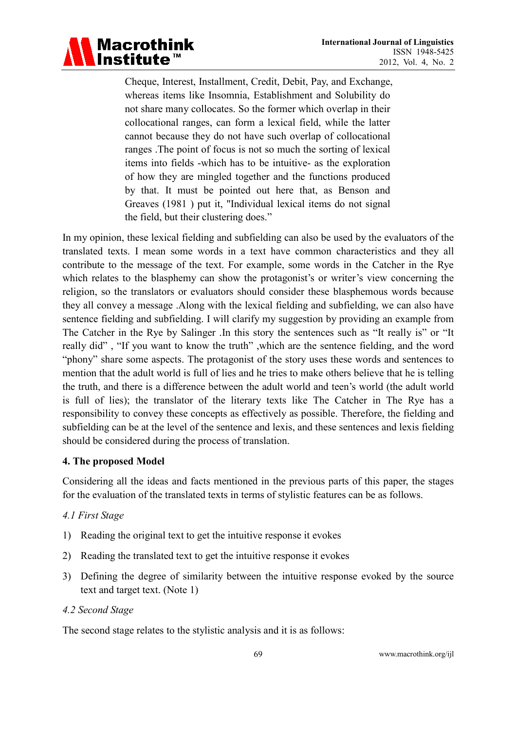> Cheque, Interest, Installment, Credit, Debit, Pay, and Exchange, whereas items like Insomnia, Establishment and Solubility do not share many collocates. So the former which overlap in their collocational ranges, can form a lexical field, while the latter cannot because they do not have such overlap of collocational ranges .The point of focus is not so much the sorting of lexical items into fields -which has to be intuitive- as the exploration of how they are mingled together and the functions produced by that. It must be pointed out here that, as Benson and Greaves (1981 ) put it, "Individual lexical items do not signal the field, but their clustering does."

In my opinion, these lexical fielding and subfielding can also be used by the evaluators of the translated texts. I mean some words in a text have common characteristics and they all contribute to the message of the text. For example, some words in the Catcher in the Rye which relates to the blasphemy can show the protagonist's or writer's view concerning the religion, so the translators or evaluators should consider these blasphemous words because they all convey a message .Along with the lexical fielding and subfielding, we can also have sentence fielding and subfielding. I will clarify my suggestion by providing an example from The Catcher in the Rye by Salinger .In this story the sentences such as "It really is" or "It really did" , "If you want to know the truth" ,which are the sentence fielding, and the word "phony" share some aspects. The protagonist of the story uses these words and sentences to mention that the adult world is full of lies and he tries to make others believe that he is telling the truth, and there is a difference between the adult world and teen's world (the adult world is full of lies); the translator of the literary texts like The Catcher in The Rye has a responsibility to convey these concepts as effectively as possible. Therefore, the fielding and subfielding can be at the level of the sentence and lexis, and these sentences and lexis fielding should be considered during the process of translation.

## 4. The proposed Model

Considering all the ideas and facts mentioned in the previous parts of this paper, the stages for the evaluation of the translated texts in terms of stylistic features can be as follows.

### *4.1 First Stage*

1) Reading the original text to get the intuitive response it evokes
2) Reading the translated text to get the intuitive response it evokes
3) Defining the degree of similarity between the intuitive response evoked by the source text and target text. (Note 1)

### *4.2 Second Stage*

The second stage relates to the stylistic analysis and it is as follows: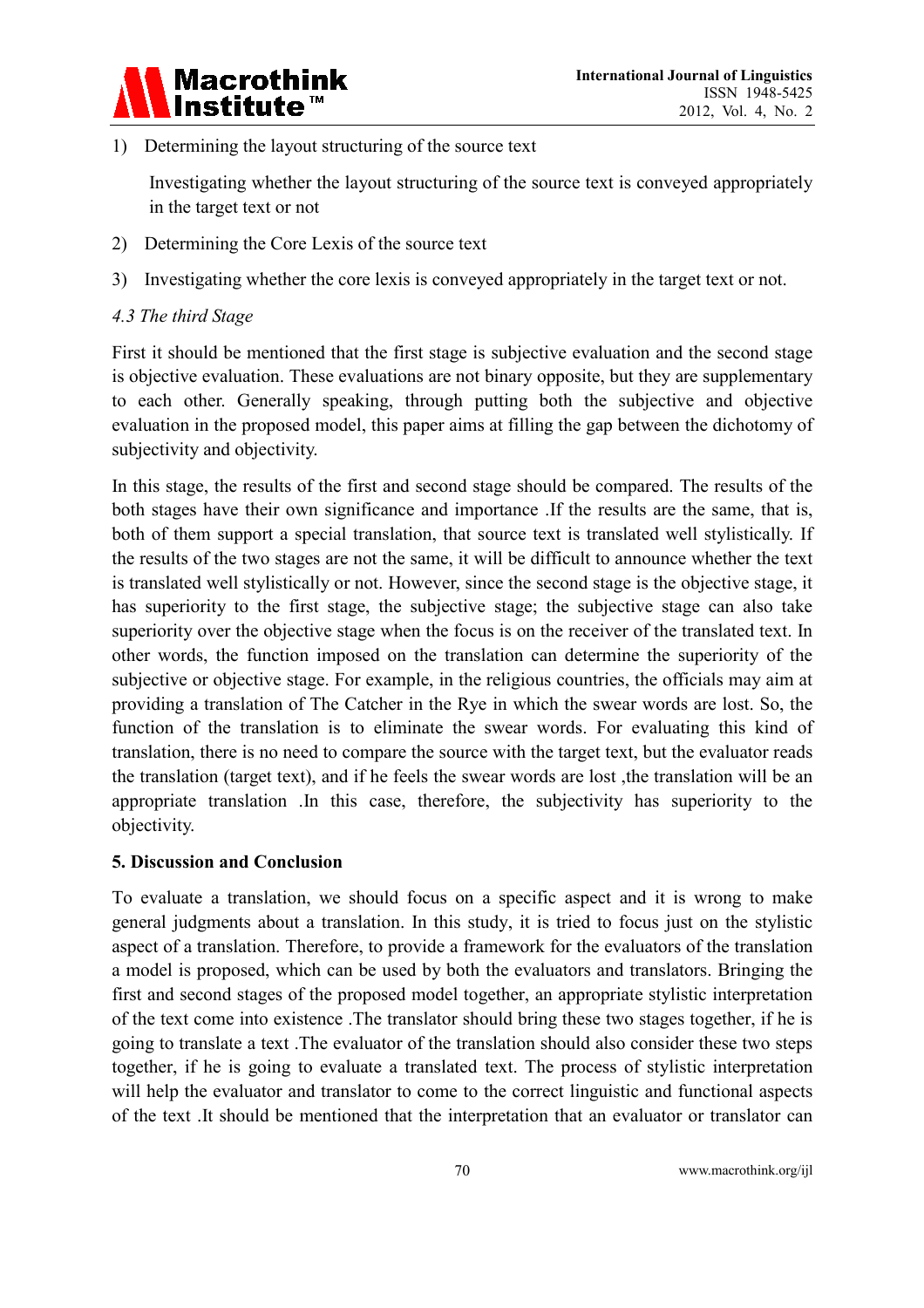1) Determining the layout structuring of the source text

   Investigating whether the layout structuring of the source text is conveyed appropriately in the target text or not

2) Determining the Core Lexis of the source text

3) Investigating whether the core lexis is conveyed appropriately in the target text or not.

*4.3 The third Stage*

First it should be mentioned that the first stage is subjective evaluation and the second stage is objective evaluation. These evaluations are not binary opposite, but they are supplementary to each other. Generally speaking, through putting both the subjective and objective evaluation in the proposed model, this paper aims at filling the gap between the dichotomy of subjectivity and objectivity.

In this stage, the results of the first and second stage should be compared. The results of the both stages have their own significance and importance .If the results are the same, that is, both of them support a special translation, that source text is translated well stylistically. If the results of the two stages are not the same, it will be difficult to announce whether the text is translated well stylistically or not. However, since the second stage is the objective stage, it has superiority to the first stage, the subjective stage; the subjective stage can also take superiority over the objective stage when the focus is on the receiver of the translated text. In other words, the function imposed on the translation can determine the superiority of the subjective or objective stage. For example, in the religious countries, the officials may aim at providing a translation of The Catcher in the Rye in which the swear words are lost. So, the function of the translation is to eliminate the swear words. For evaluating this kind of translation, there is no need to compare the source with the target text, but the evaluator reads the translation (target text), and if he feels the swear words are lost ,the translation will be an appropriate translation .In this case, therefore, the subjectivity has superiority to the objectivity.

**5. Discussion and Conclusion**

To evaluate a translation, we should focus on a specific aspect and it is wrong to make general judgments about a translation. In this study, it is tried to focus just on the stylistic aspect of a translation. Therefore, to provide a framework for the evaluators of the translation a model is proposed, which can be used by both the evaluators and translators. Bringing the first and second stages of the proposed model together, an appropriate stylistic interpretation of the text come into existence .The translator should bring these two stages together, if he is going to translate a text .The evaluator of the translation should also consider these two steps together, if he is going to evaluate a translated text. The process of stylistic interpretation will help the evaluator and translator to come to the correct linguistic and functional aspects of the text .It should be mentioned that the interpretation that an evaluator or translator can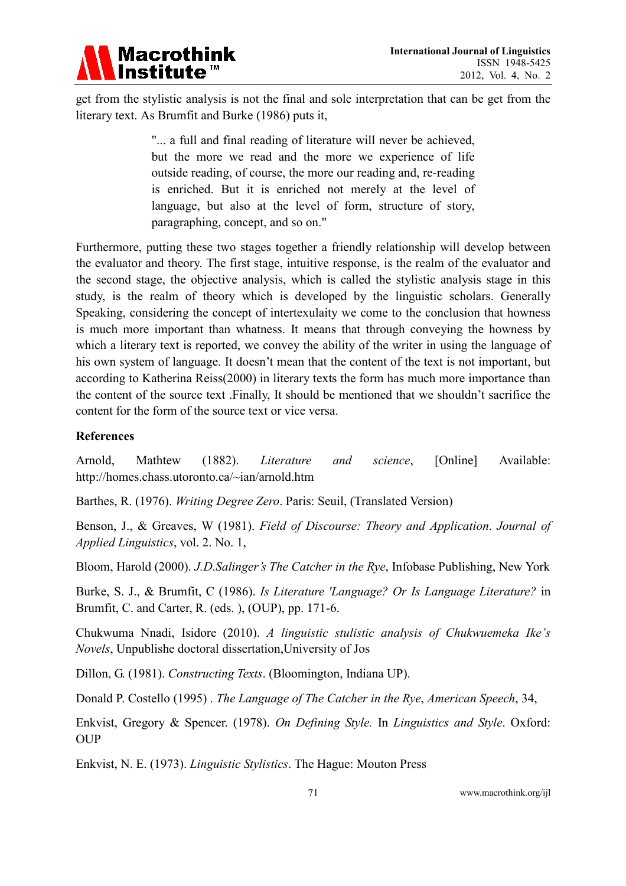get from the stylistic analysis is not the final and sole interpretation that can be get from the literary text. As Brumfit and Burke (1986) puts it,

> "... a full and final reading of literature will never be achieved, but the more we read and the more we experience of life outside reading, of course, the more our reading and, re-reading is enriched. But it is enriched not merely at the level of language, but also at the level of form, structure of story, paragraphing, concept, and so on."

Furthermore, putting these two stages together a friendly relationship will develop between the evaluator and theory. The first stage, intuitive response, is the realm of the evaluator and the second stage, the objective analysis, which is called the stylistic analysis stage in this study, is the realm of theory which is developed by the linguistic scholars. Generally Speaking, considering the concept of intertexulaity we come to the conclusion that howness is much more important than whatness. It means that through conveying the howness by which a literary text is reported, we convey the ability of the writer in using the language of his own system of language. It doesn't mean that the content of the text is not important, but according to Katherina Reiss(2000) in literary texts the form has much more importance than the content of the source text .Finally, It should be mentioned that we shouldn't sacrifice the content for the form of the source text or vice versa.

**References**

Arnold, Mathtew (1882). *Literature and science*, [Online] Available: http://homes.chass.utoronto.ca/~ian/arnold.htm

Barthes, R. (1976). *Writing Degree Zero*. Paris: Seuil, (Translated Version)

Benson, J., & Greaves, W (1981). *Field of Discourse: Theory and Application*. *Journal of Applied Linguistics*, vol. 2. No. 1,

Bloom, Harold (2000). *J.D.Salinger's The Catcher in the Rye*, Infobase Publishing, New York

Burke, S. J., & Brumfit, C (1986). *Is Literature 'Language? Or Is Language Literature?* in Brumfit, C. and Carter, R. (eds. ), (OUP), pp. 171-6.

Chukwuma Nnadi, Isidore (2010). *A linguistic stulistic analysis of Chukwuemeka Ike's Novels*, Unpublishe doctoral dissertation,University of Jos

Dillon, G. (1981). *Constructing Texts*. (Bloomington, Indiana UP).

Donald P. Costello (1995) . *The Language of The Catcher in the Rye*, *American Speech*, 34,

Enkvist, Gregory & Spencer. (1978). *On Defining Style.* In *Linguistics and Style*. Oxford: OUP

Enkvist, N. E. (1973). *Linguistic Stylistics*. The Hague: Mouton Press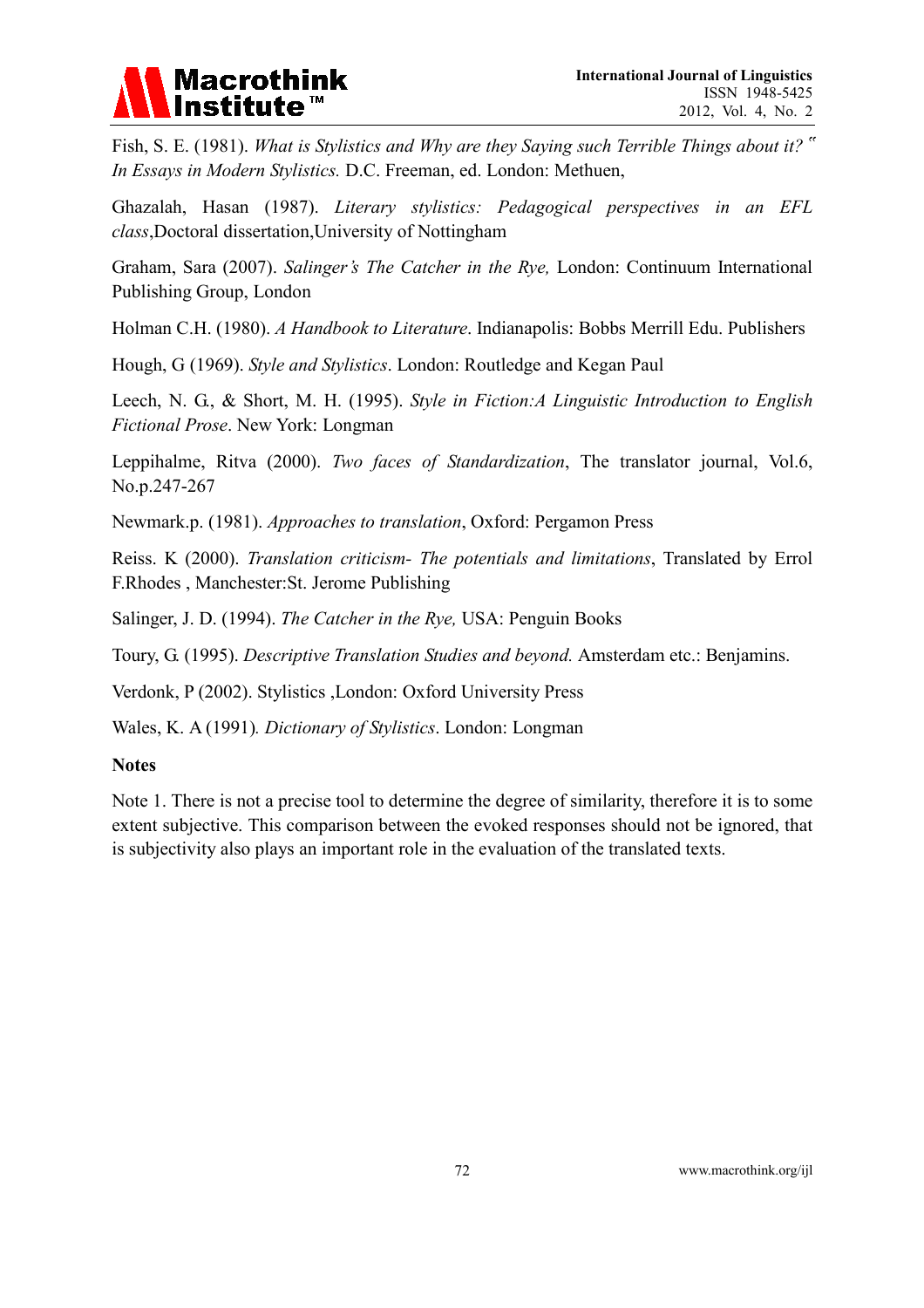Fish, S. E. (1981). *What is Stylistics and Why are they Saying such Terrible Things about it? " In Essays in Modern Stylistics.* D.C. Freeman, ed. London: Methuen,

Ghazalah, Hasan (1987). *Literary stylistics: Pedagogical perspectives in an EFL class*,Doctoral dissertation,University of Nottingham

Graham, Sara (2007). *Salinger's The Catcher in the Rye,* London: Continuum International Publishing Group, London

Holman C.H. (1980). *A Handbook to Literature*. Indianapolis: Bobbs Merrill Edu. Publishers

Hough, G (1969). *Style and Stylistics*. London: Routledge and Kegan Paul

Leech, N. G., & Short, M. H. (1995). *Style in Fiction:A Linguistic Introduction to English Fictional Prose*. New York: Longman

Leppihalme, Ritva (2000). *Two faces of Standardization*, The translator journal, Vol.6, No.p.247-267

Newmark.p. (1981). *Approaches to translation*, Oxford: Pergamon Press

Reiss. K (2000). *Translation criticism- The potentials and limitations*, Translated by Errol F.Rhodes , Manchester:St. Jerome Publishing

Salinger, J. D. (1994). *The Catcher in the Rye,* USA: Penguin Books

Toury, G. (1995). *Descriptive Translation Studies and beyond.* Amsterdam etc.: Benjamins.

Verdonk, P (2002). Stylistics ,London: Oxford University Press

Wales, K. A (1991)*. Dictionary of Stylistics*. London: Longman

**Notes**

Note 1. There is not a precise tool to determine the degree of similarity, therefore it is to some extent subjective. This comparison between the evoked responses should not be ignored, that is subjectivity also plays an important role in the evaluation of the translated texts.